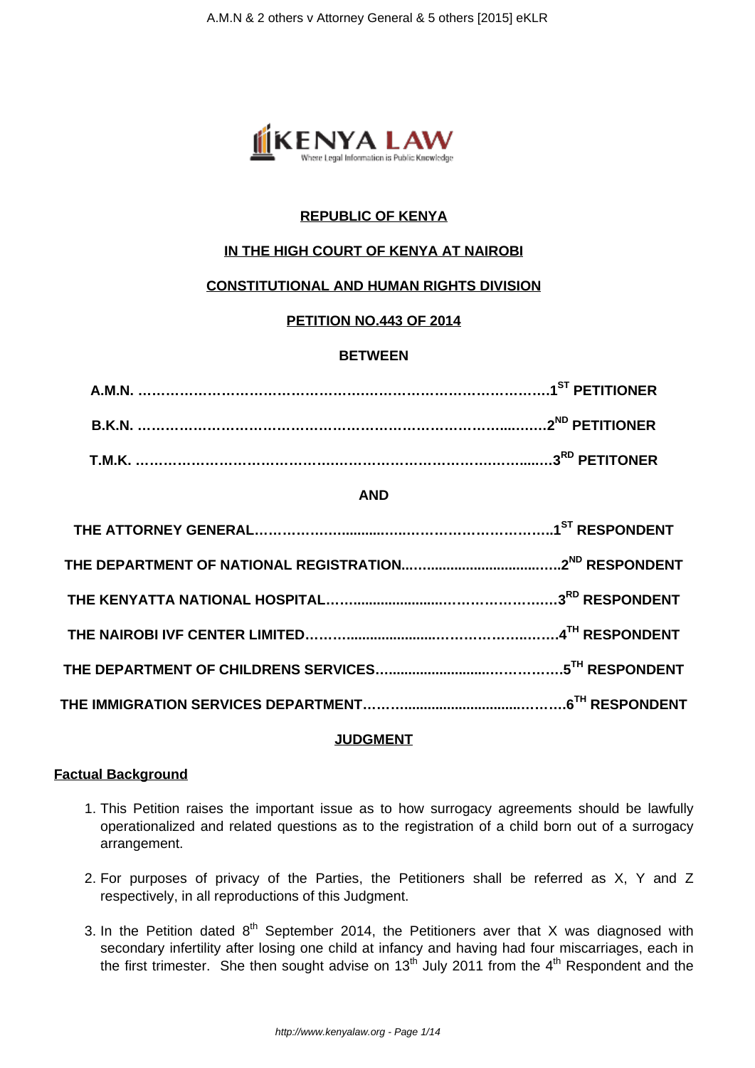**REPUBLIC OF KENYA**

**IN THE HIGH COURT OF KENYA AT NAIROBI**

**CONSTITUTIONAL AND HUMAN RIGHTS DIVISION**

**PETITION NO.443 OF 2014**

**BETWEEN**

**A.M.N. ……………………………………………………………………………….1ST PETITIONER**

**B.K.N. ………………………………………………………………………..……..2ND PETITIONER**

**T.M.K. …………………………………………………………………….……...….3RD PETITONER**

**AND**

**THE ATTORNEY GENERAL…………….........….….…………………………..1ST RESPONDENT**

**THE DEPARTMENT OF NATIONAL REGISTRATION...…...............................…..2ND RESPONDENT**

**THE KENYATTA NATIONAL HOSPITAL……......................……………………3RD RESPONDENT**

**THE NAIROBI IVF CENTER LIMITED…….......................………………..……4TH RESPONDENT**

**THE DEPARTMENT OF CHILDRENS SERVICES…........................……………5TH RESPONDENT**

**THE IMMIGRATION SERVICES DEPARTMENT…….............................………6TH RESPONDENT**

**JUDGMENT**

**Factual Background**

1. This Petition raises the important issue as to how surrogacy agreements should be lawfully operationalized and related questions as to the registration of a child born out of a surrogacy arrangement.

2. For purposes of privacy of the Parties, the Petitioners shall be referred as X, Y and Z respectively, in all reproductions of this Judgment.

3. In the Petition dated 8th September 2014, the Petitioners aver that X was diagnosed with secondary infertility after losing one child at infancy and having had four miscarriages, each in the first trimester. She then sought advise on 13th July 2011 from the 4th Respondent and the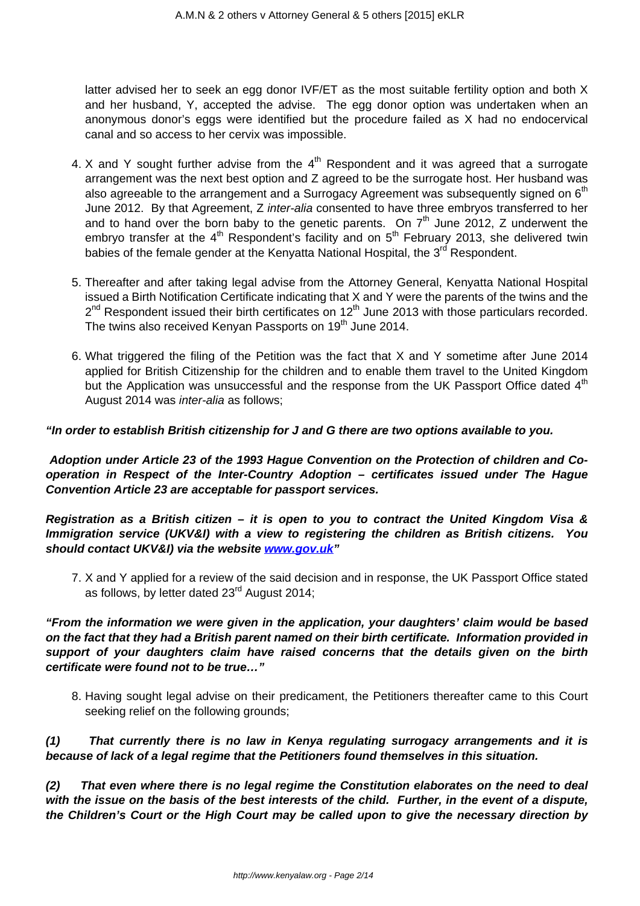latter advised her to seek an egg donor IVF/ET as the most suitable fertility option and both X and her husband, Y, accepted the advise. The egg donor option was undertaken when an anonymous donor's eggs were identified but the procedure failed as X had no endocervical canal and so access to her cervix was impossible.

4. X and Y sought further advise from the 4th Respondent and it was agreed that a surrogate arrangement was the next best option and Z agreed to be the surrogate host. Her husband was also agreeable to the arrangement and a Surrogacy Agreement was subsequently signed on 6th June 2012. By that Agreement, Z *inter-alia* consented to have three embryos transferred to her and to hand over the born baby to the genetic parents. On 7th June 2012, Z underwent the embryo transfer at the 4th Respondent's facility and on 5th February 2013, she delivered twin babies of the female gender at the Kenyatta National Hospital, the 3rd Respondent.

5. Thereafter and after taking legal advise from the Attorney General, Kenyatta National Hospital issued a Birth Notification Certificate indicating that X and Y were the parents of the twins and the 2nd Respondent issued their birth certificates on 12th June 2013 with those particulars recorded. The twins also received Kenyan Passports on 19th June 2014.

6. What triggered the filing of the Petition was the fact that X and Y sometime after June 2014 applied for British Citizenship for the children and to enable them travel to the United Kingdom but the Application was unsuccessful and the response from the UK Passport Office dated 4th August 2014 was *inter-alia* as follows;

***"In order to establish British citizenship for J and G there are two options available to you.***

***Adoption under Article 23 of the 1993 Hague Convention on the Protection of children and Co-operation in Respect of the Inter-Country Adoption – certificates issued under The Hague Convention Article 23 are acceptable for passport services.***

***Registration as a British citizen – it is open to you to contract the United Kingdom Visa & Immigration service (UKV&I) with a view to registering the children as British citizens. You should contact UKV&I) via the website www.gov.uk"***

7. X and Y applied for a review of the said decision and in response, the UK Passport Office stated as follows, by letter dated 23rd August 2014;

***"From the information we were given in the application, your daughters' claim would be based on the fact that they had a British parent named on their birth certificate. Information provided in support of your daughters claim have raised concerns that the details given on the birth certificate were found not to be true…"***

8. Having sought legal advise on their predicament, the Petitioners thereafter came to this Court seeking relief on the following grounds;

***(1) That currently there is no law in Kenya regulating surrogacy arrangements and it is because of lack of a legal regime that the Petitioners found themselves in this situation.***

***(2) That even where there is no legal regime the Constitution elaborates on the need to deal with the issue on the basis of the best interests of the child. Further, in the event of a dispute, the Children's Court or the High Court may be called upon to give the necessary direction by***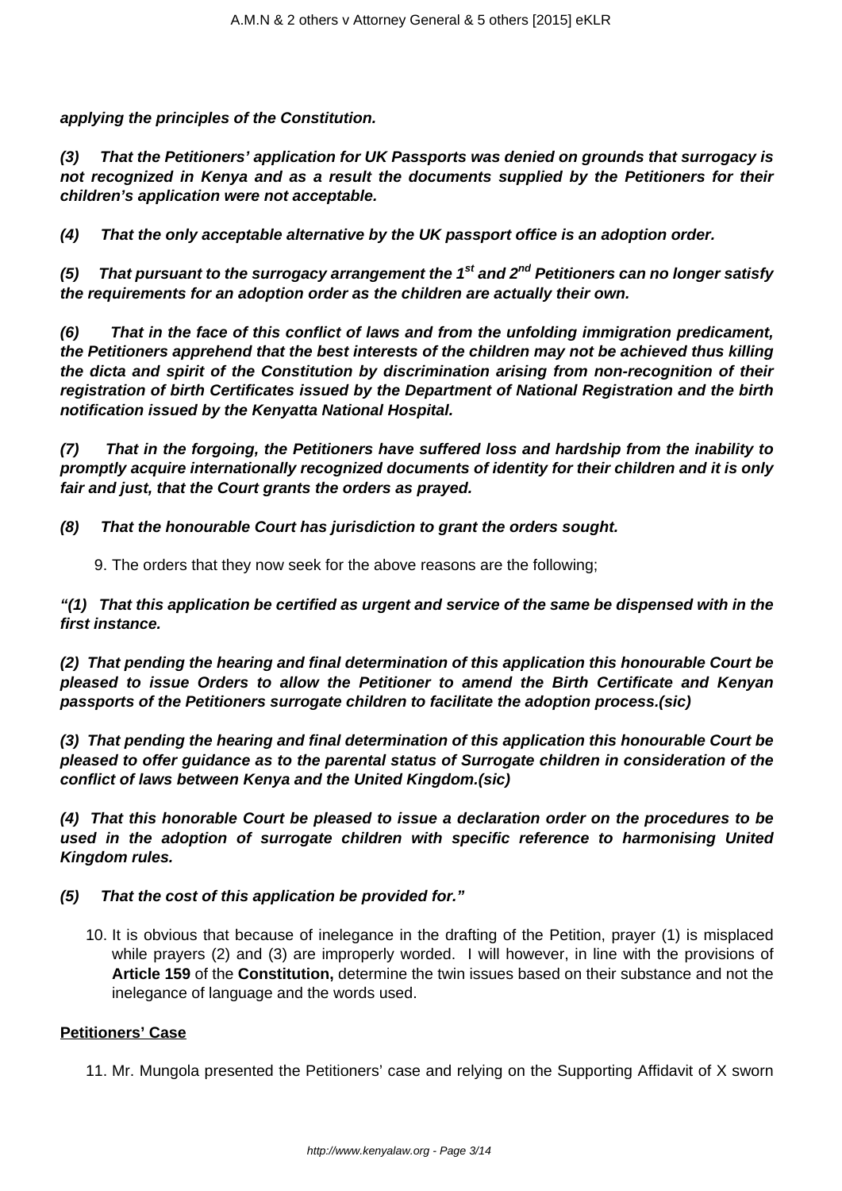**applying the principles of the Constitution.**

**(3) That the Petitioners' application for UK Passports was denied on grounds that surrogacy is not recognized in Kenya and as a result the documents supplied by the Petitioners for their children's application were not acceptable.**

**(4) That the only acceptable alternative by the UK passport office is an adoption order.**

**(5) That pursuant to the surrogacy arrangement the 1st and 2nd Petitioners can no longer satisfy the requirements for an adoption order as the children are actually their own.**

**(6) That in the face of this conflict of laws and from the unfolding immigration predicament, the Petitioners apprehend that the best interests of the children may not be achieved thus killing the dicta and spirit of the Constitution by discrimination arising from non-recognition of their registration of birth Certificates issued by the Department of National Registration and the birth notification issued by the Kenyatta National Hospital.**

**(7) That in the forgoing, the Petitioners have suffered loss and hardship from the inability to promptly acquire internationally recognized documents of identity for their children and it is only fair and just, that the Court grants the orders as prayed.**

**(8) That the honourable Court has jurisdiction to grant the orders sought.**

9. The orders that they now seek for the above reasons are the following;

**"(1) That this application be certified as urgent and service of the same be dispensed with in the first instance.**

**(2) That pending the hearing and final determination of this application this honourable Court be pleased to issue Orders to allow the Petitioner to amend the Birth Certificate and Kenyan passports of the Petitioners surrogate children to facilitate the adoption process.(sic)**

**(3) That pending the hearing and final determination of this application this honourable Court be pleased to offer guidance as to the parental status of Surrogate children in consideration of the conflict of laws between Kenya and the United Kingdom.(sic)**

**(4) That this honorable Court be pleased to issue a declaration order on the procedures to be used in the adoption of surrogate children with specific reference to harmonising United Kingdom rules.**

**(5) That the cost of this application be provided for."**

10. It is obvious that because of inelegance in the drafting of the Petition, prayer (1) is misplaced while prayers (2) and (3) are improperly worded. I will however, in line with the provisions of **Article 159** of the **Constitution,** determine the twin issues based on their substance and not the inelegance of language and the words used.

**Petitioners' Case**

11. Mr. Mungola presented the Petitioners' case and relying on the Supporting Affidavit of X sworn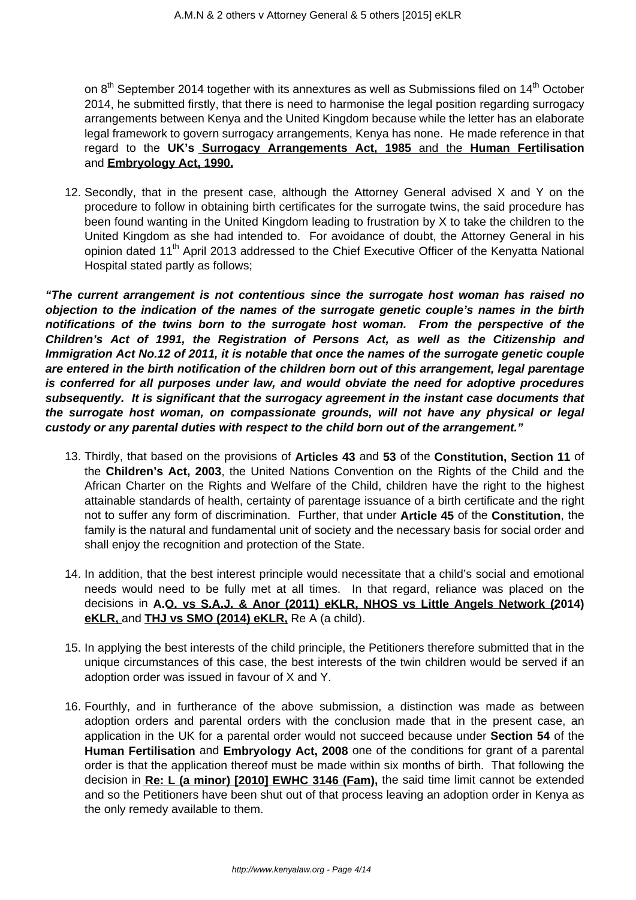on 8th September 2014 together with its annextures as well as Submissions filed on 14th October 2014, he submitted firstly, that there is need to harmonise the legal position regarding surrogacy arrangements between Kenya and the United Kingdom because while the letter has an elaborate legal framework to govern surrogacy arrangements, Kenya has none. He made reference in that regard to the **UK's Surrogacy Arrangements Act, 1985** and the **Human Fertilisation** and **Embryology Act, 1990.**

12. Secondly, that in the present case, although the Attorney General advised X and Y on the procedure to follow in obtaining birth certificates for the surrogate twins, the said procedure has been found wanting in the United Kingdom leading to frustration by X to take the children to the United Kingdom as she had intended to. For avoidance of doubt, the Attorney General in his opinion dated 11th April 2013 addressed to the Chief Executive Officer of the Kenyatta National Hospital stated partly as follows;

***"The current arrangement is not contentious since the surrogate host woman has raised no objection to the indication of the names of the surrogate genetic couple's names in the birth notifications of the twins born to the surrogate host woman. From the perspective of the Children's Act of 1991, the Registration of Persons Act, as well as the Citizenship and Immigration Act No.12 of 2011, it is notable that once the names of the surrogate genetic couple are entered in the birth notification of the children born out of this arrangement, legal parentage is conferred for all purposes under law, and would obviate the need for adoptive procedures subsequently. It is significant that the surrogacy agreement in the instant case documents that the surrogate host woman, on compassionate grounds, will not have any physical or legal custody or any parental duties with respect to the child born out of the arrangement."***

13. Thirdly, that based on the provisions of **Articles 43** and **53** of the **Constitution, Section 11** of the **Children's Act, 2003**, the United Nations Convention on the Rights of the Child and the African Charter on the Rights and Welfare of the Child, children have the right to the highest attainable standards of health, certainty of parentage issuance of a birth certificate and the right not to suffer any form of discrimination. Further, that under **Article 45** of the **Constitution**, the family is the natural and fundamental unit of society and the necessary basis for social order and shall enjoy the recognition and protection of the State.

14. In addition, that the best interest principle would necessitate that a child's social and emotional needs would need to be fully met at all times. In that regard, reliance was placed on the decisions in **A.O. vs S.A.J. & Anor (2011) eKLR, NHOS vs Little Angels Network (2014) eKLR,** and **THJ vs SMO (2014) eKLR,** Re A (a child).

15. In applying the best interests of the child principle, the Petitioners therefore submitted that in the unique circumstances of this case, the best interests of the twin children would be served if an adoption order was issued in favour of X and Y.

16. Fourthly, and in furtherance of the above submission, a distinction was made as between adoption orders and parental orders with the conclusion made that in the present case, an application in the UK for a parental order would not succeed because under **Section 54** of the **Human Fertilisation** and **Embryology Act, 2008** one of the conditions for grant of a parental order is that the application thereof must be made within six months of birth. That following the decision in **Re: L (a minor) [2010] EWHC 3146 (Fam),** the said time limit cannot be extended and so the Petitioners have been shut out of that process leaving an adoption order in Kenya as the only remedy available to them.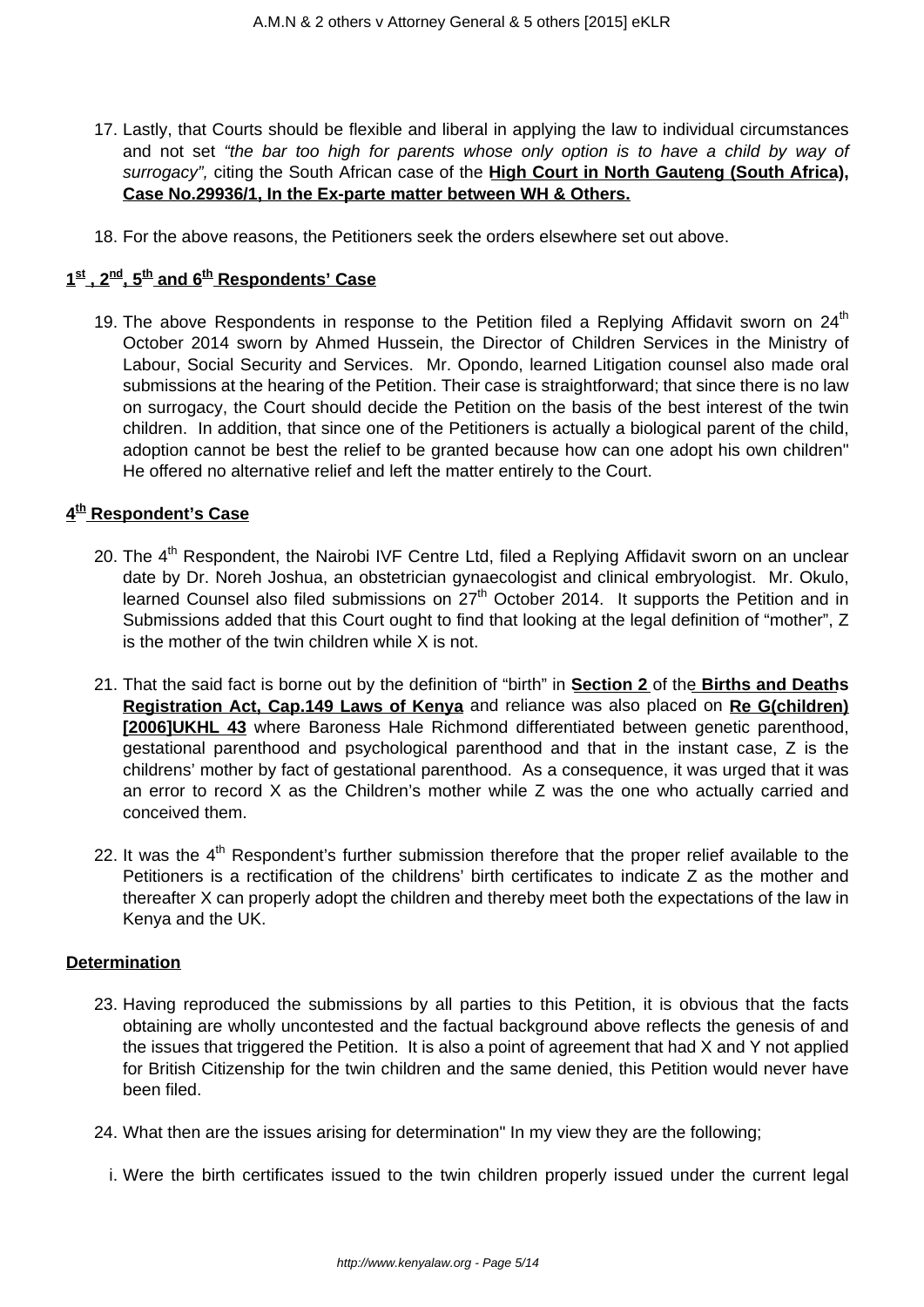17. Lastly, that Courts should be flexible and liberal in applying the law to individual circumstances and not set *"the bar too high for parents whose only option is to have a child by way of surrogacy",* citing the South African case of the **High Court in North Gauteng (South Africa), Case No.29936/1, In the Ex-parte matter between WH & Others.**

18. For the above reasons, the Petitioners seek the orders elsewhere set out above.

**1st , 2nd, 5th and 6th Respondents' Case**

19. The above Respondents in response to the Petition filed a Replying Affidavit sworn on 24th October 2014 sworn by Ahmed Hussein, the Director of Children Services in the Ministry of Labour, Social Security and Services. Mr. Opondo, learned Litigation counsel also made oral submissions at the hearing of the Petition. Their case is straightforward; that since there is no law on surrogacy, the Court should decide the Petition on the basis of the best interest of the twin children. In addition, that since one of the Petitioners is actually a biological parent of the child, adoption cannot be best the relief to be granted because how can one adopt his own children" He offered no alternative relief and left the matter entirely to the Court.

**4th Respondent's Case**

20. The 4th Respondent, the Nairobi IVF Centre Ltd, filed a Replying Affidavit sworn on an unclear date by Dr. Noreh Joshua, an obstetrician gynaecologist and clinical embryologist. Mr. Okulo, learned Counsel also filed submissions on 27th October 2014. It supports the Petition and in Submissions added that this Court ought to find that looking at the legal definition of "mother", Z is the mother of the twin children while X is not.

21. That the said fact is borne out by the definition of "birth" in **Section 2** of the **Births and Deaths Registration Act, Cap.149 Laws of Kenya** and reliance was also placed on **Re G(children) [2006]UKHL 43** where Baroness Hale Richmond differentiated between genetic parenthood, gestational parenthood and psychological parenthood and that in the instant case, Z is the childrens' mother by fact of gestational parenthood. As a consequence, it was urged that it was an error to record X as the Children's mother while Z was the one who actually carried and conceived them.

22. It was the 4th Respondent's further submission therefore that the proper relief available to the Petitioners is a rectification of the childrens' birth certificates to indicate Z as the mother and thereafter X can properly adopt the children and thereby meet both the expectations of the law in Kenya and the UK.

**Determination**

23. Having reproduced the submissions by all parties to this Petition, it is obvious that the facts obtaining are wholly uncontested and the factual background above reflects the genesis of and the issues that triggered the Petition. It is also a point of agreement that had X and Y not applied for British Citizenship for the twin children and the same denied, this Petition would never have been filed.

24. What then are the issues arising for determination" In my view they are the following;

   i. Were the birth certificates issued to the twin children properly issued under the current legal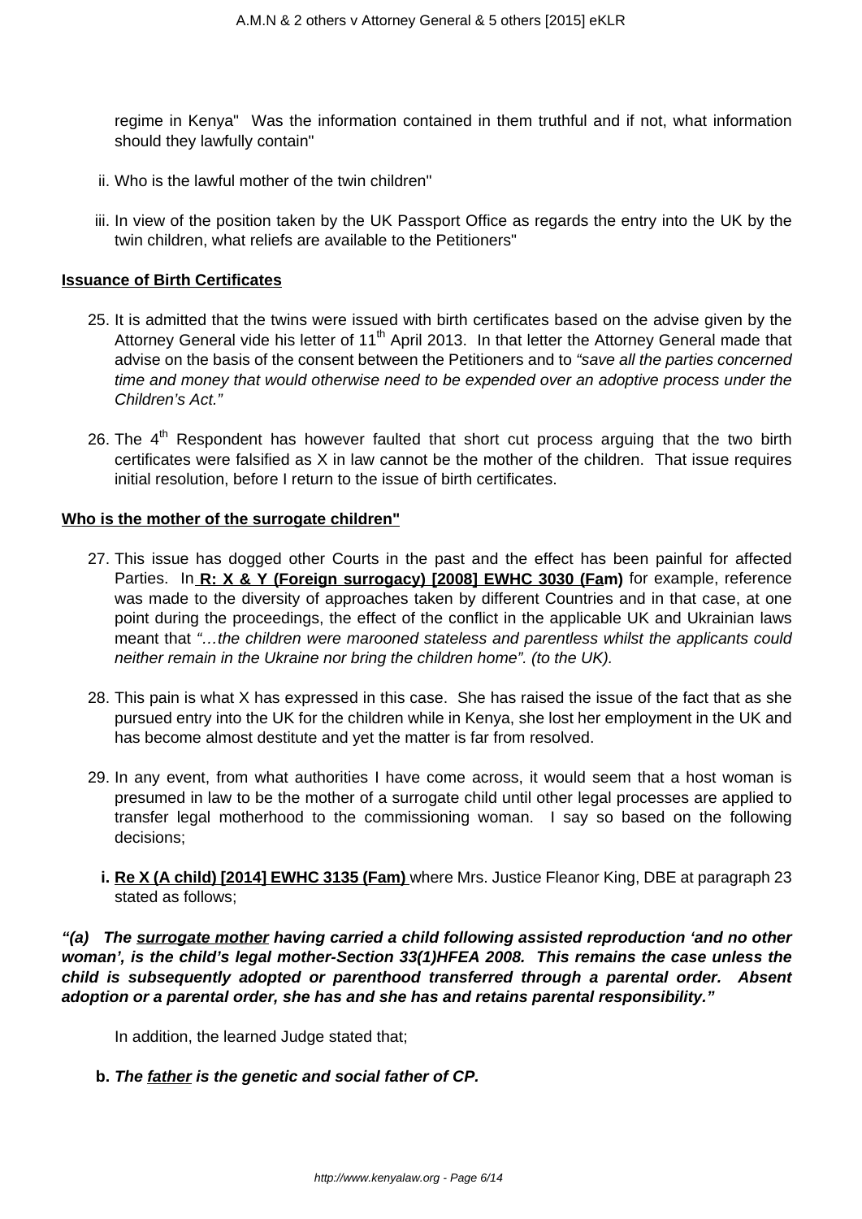regime in Kenya" Was the information contained in them truthful and if not, what information should they lawfully contain"

ii. Who is the lawful mother of the twin children"

iii. In view of the position taken by the UK Passport Office as regards the entry into the UK by the twin children, what reliefs are available to the Petitioners"

**Issuance of Birth Certificates**

25. It is admitted that the twins were issued with birth certificates based on the advise given by the Attorney General vide his letter of 11th April 2013. In that letter the Attorney General made that advise on the basis of the consent between the Petitioners and to *"save all the parties concerned time and money that would otherwise need to be expended over an adoptive process under the Children's Act."*

26. The 4th Respondent has however faulted that short cut process arguing that the two birth certificates were falsified as X in law cannot be the mother of the children. That issue requires initial resolution, before I return to the issue of birth certificates.

**Who is the mother of the surrogate children"**

27. This issue has dogged other Courts in the past and the effect has been painful for affected Parties. In **R: X & Y (Foreign surrogacy) [2008] EWHC 3030 (Fam)** for example, reference was made to the diversity of approaches taken by different Countries and in that case, at one point during the proceedings, the effect of the conflict in the applicable UK and Ukrainian laws meant that *"…the children were marooned stateless and parentless whilst the applicants could neither remain in the Ukraine nor bring the children home". (to the UK).*

28. This pain is what X has expressed in this case. She has raised the issue of the fact that as she pursued entry into the UK for the children while in Kenya, she lost her employment in the UK and has become almost destitute and yet the matter is far from resolved.

29. In any event, from what authorities I have come across, it would seem that a host woman is presumed in law to be the mother of a surrogate child until other legal processes are applied to transfer legal motherhood to the commissioning woman. I say so based on the following decisions;

   i. **Re X (A child) [2014] EWHC 3135 (Fam)** where Mrs. Justice Fleanor King, DBE at paragraph 23 stated as follows;

***"(a) The surrogate mother having carried a child following assisted reproduction 'and no other woman', is the child's legal mother-Section 33(1)HFEA 2008. This remains the case unless the child is subsequently adopted or parenthood transferred through a parental order. Absent adoption or a parental order, she has and she has and retains parental responsibility."***

In addition, the learned Judge stated that;

   b. ***The father is the genetic and social father of CP.***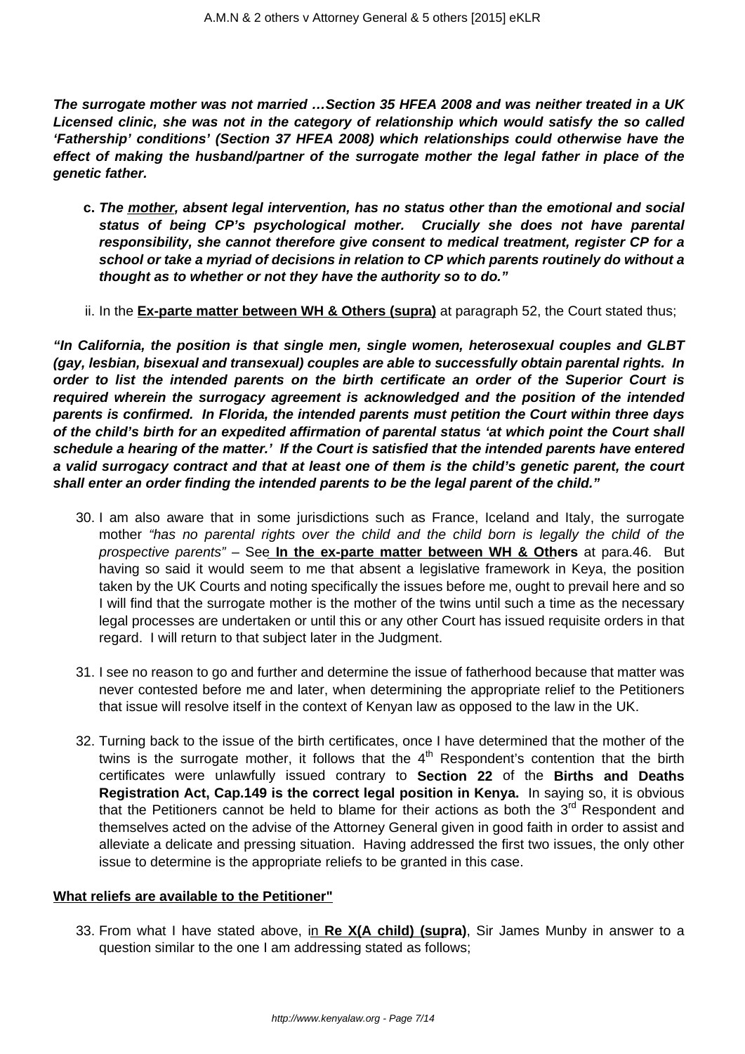***The surrogate mother was not married …Section 35 HFEA 2008 and was neither treated in a UK Licensed clinic, she was not in the category of relationship which would satisfy the so called 'Fathership' conditions' (Section 37 HFEA 2008) which relationships could otherwise have the effect of making the husband/partner of the surrogate mother the legal father in place of the genetic father.***

c. ***The mother, absent legal intervention, has no status other than the emotional and social status of being CP's psychological mother. Crucially she does not have parental responsibility, she cannot therefore give consent to medical treatment, register CP for a school or take a myriad of decisions in relation to CP which parents routinely do without a thought as to whether or not they have the authority so to do."***

ii. In the **Ex-parte matter between WH & Others (supra)** at paragraph 52, the Court stated thus;

***"In California, the position is that single men, single women, heterosexual couples and GLBT (gay, lesbian, bisexual and transexual) couples are able to successfully obtain parental rights. In order to list the intended parents on the birth certificate an order of the Superior Court is required wherein the surrogacy agreement is acknowledged and the position of the intended parents is confirmed. In Florida, the intended parents must petition the Court within three days of the child's birth for an expedited affirmation of parental status 'at which point the Court shall schedule a hearing of the matter.' If the Court is satisfied that the intended parents have entered a valid surrogacy contract and that at least one of them is the child's genetic parent, the court shall enter an order finding the intended parents to be the legal parent of the child."***

30. I am also aware that in some jurisdictions such as France, Iceland and Italy, the surrogate mother *"has no parental rights over the child and the child born is legally the child of the prospective parents"* – See **In the ex-parte matter between WH & Others** at para.46. But having so said it would seem to me that absent a legislative framework in Keya, the position taken by the UK Courts and noting specifically the issues before me, ought to prevail here and so I will find that the surrogate mother is the mother of the twins until such a time as the necessary legal processes are undertaken or until this or any other Court has issued requisite orders in that regard. I will return to that subject later in the Judgment.

31. I see no reason to go and further and determine the issue of fatherhood because that matter was never contested before me and later, when determining the appropriate relief to the Petitioners that issue will resolve itself in the context of Kenyan law as opposed to the law in the UK.

32. Turning back to the issue of the birth certificates, once I have determined that the mother of the twins is the surrogate mother, it follows that the 4th Respondent's contention that the birth certificates were unlawfully issued contrary to **Section 22** of the **Births and Deaths Registration Act, Cap.149 is the correct legal position in Kenya.** In saying so, it is obvious that the Petitioners cannot be held to blame for their actions as both the 3rd Respondent and themselves acted on the advise of the Attorney General given in good faith in order to assist and alleviate a delicate and pressing situation. Having addressed the first two issues, the only other issue to determine is the appropriate reliefs to be granted in this case.

**What reliefs are available to the Petitioner"**

33. From what I have stated above, in **Re X(A child) (supra)**, Sir James Munby in answer to a question similar to the one I am addressing stated as follows;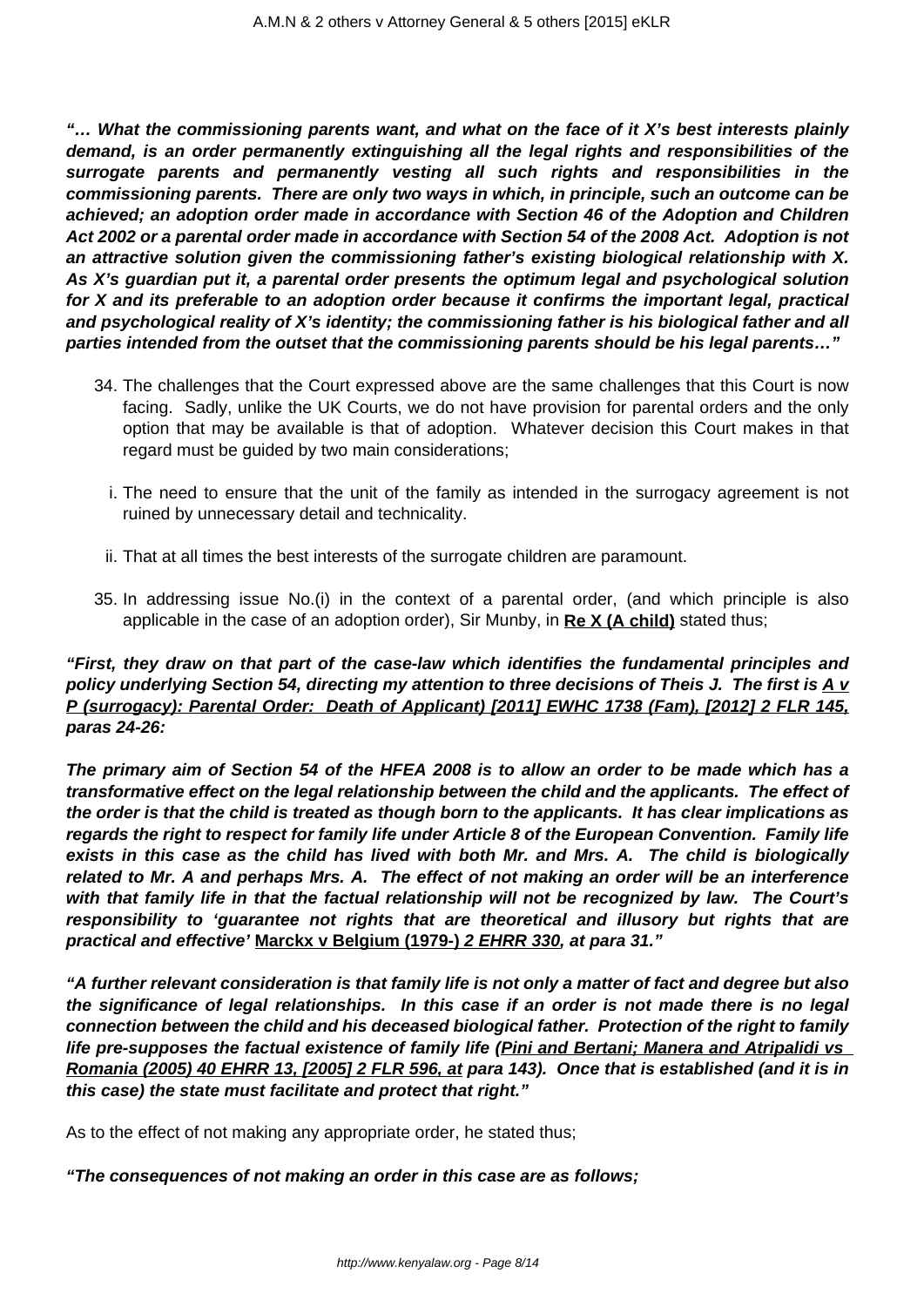***"… What the commissioning parents want, and what on the face of it X's best interests plainly demand, is an order permanently extinguishing all the legal rights and responsibilities of the surrogate parents and permanently vesting all such rights and responsibilities in the commissioning parents. There are only two ways in which, in principle, such an outcome can be achieved; an adoption order made in accordance with Section 46 of the Adoption and Children Act 2002 or a parental order made in accordance with Section 54 of the 2008 Act. Adoption is not an attractive solution given the commissioning father's existing biological relationship with X. As X's guardian put it, a parental order presents the optimum legal and psychological solution for X and its preferable to an adoption order because it confirms the important legal, practical and psychological reality of X's identity; the commissioning father is his biological father and all parties intended from the outset that the commissioning parents should be his legal parents…"***

34. The challenges that the Court expressed above are the same challenges that this Court is now facing. Sadly, unlike the UK Courts, we do not have provision for parental orders and the only option that may be available is that of adoption. Whatever decision this Court makes in that regard must be guided by two main considerations;

   i. The need to ensure that the unit of the family as intended in the surrogacy agreement is not ruined by unnecessary detail and technicality.

   ii. That at all times the best interests of the surrogate children are paramount.

35. In addressing issue No.(i) in the context of a parental order, (and which principle is also applicable in the case of an adoption order), Sir Munby, in **Re X (A child)** stated thus;

***"First, they draw on that part of the case-law which identifies the fundamental principles and policy underlying Section 54, directing my attention to three decisions of Theis J. The first is A v P (surrogacy): Parental Order: Death of Applicant) [2011] EWHC 1738 (Fam), [2012] 2 FLR 145, paras 24-26:***

***The primary aim of Section 54 of the HFEA 2008 is to allow an order to be made which has a transformative effect on the legal relationship between the child and the applicants. The effect of the order is that the child is treated as though born to the applicants. It has clear implications as regards the right to respect for family life under Article 8 of the European Convention. Family life exists in this case as the child has lived with both Mr. and Mrs. A. The child is biologically related to Mr. A and perhaps Mrs. A. The effect of not making an order will be an interference with that family life in that the factual relationship will not be recognized by law. The Court's responsibility to 'guarantee not rights that are theoretical and illusory but rights that are practical and effective'*** **Marckx v Belgium (1979-)** ***2 EHRR 330, at para 31."***

***"A further relevant consideration is that family life is not only a matter of fact and degree but also the significance of legal relationships. In this case if an order is not made there is no legal connection between the child and his deceased biological father. Protection of the right to family life pre-supposes the factual existence of family life (Pini and Bertani; Manera and Atripalidi vs Romania (2005) 40 EHRR 13, [2005] 2 FLR 596, at para 143). Once that is established (and it is in this case) the state must facilitate and protect that right."***

As to the effect of not making any appropriate order, he stated thus;

***"The consequences of not making an order in this case are as follows;***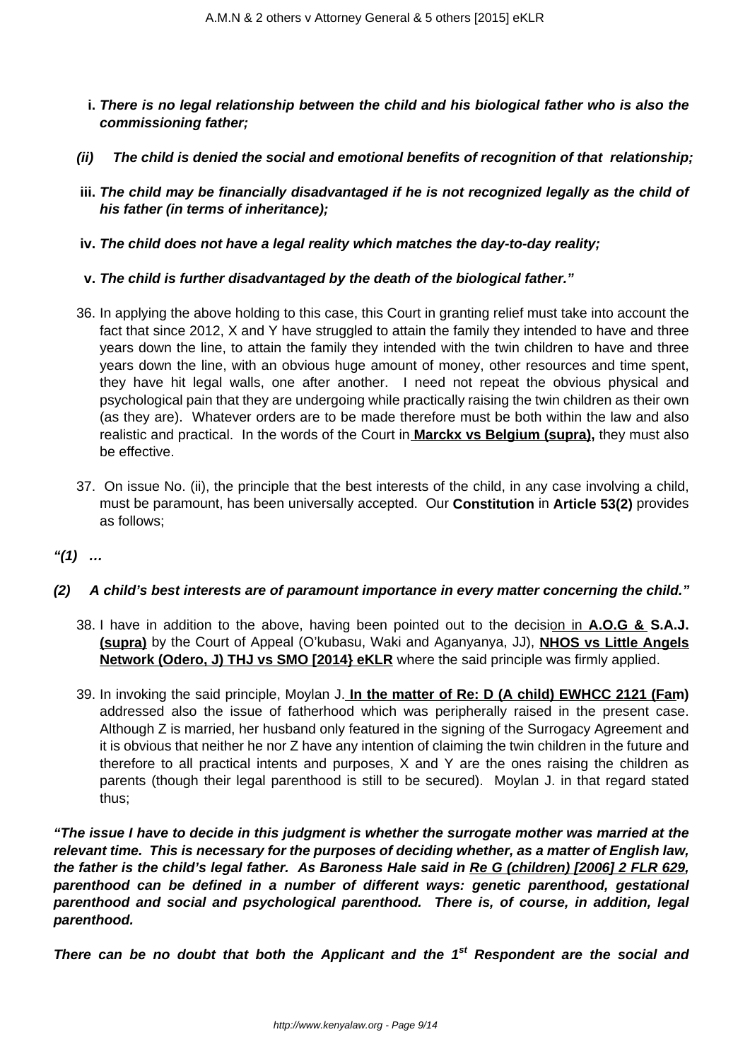- i. ***There is no legal relationship between the child and his biological father who is also the commissioning father;***

- ***(ii) The child is denied the social and emotional benefits of recognition of that relationship;***

- iii. ***The child may be financially disadvantaged if he is not recognized legally as the child of his father (in terms of inheritance);***

- iv. ***The child does not have a legal reality which matches the day-to-day reality;***

- v. ***The child is further disadvantaged by the death of the biological father."***

36. In applying the above holding to this case, this Court in granting relief must take into account the fact that since 2012, X and Y have struggled to attain the family they intended to have and three years down the line, to attain the family they intended with the twin children to have and three years down the line, with an obvious huge amount of money, other resources and time spent, they have hit legal walls, one after another. I need not repeat the obvious physical and psychological pain that they are undergoing while practically raising the twin children as their own (as they are). Whatever orders are to be made therefore must be both within the law and also realistic and practical. In the words of the Court in **Marckx vs Belgium (supra),** they must also be effective.

37. On issue No. (ii), the principle that the best interests of the child, in any case involving a child, must be paramount, has been universally accepted. Our **Constitution** in **Article 53(2)** provides as follows;

***"(1) …***

***(2) A child's best interests are of paramount importance in every matter concerning the child."***

38. I have in addition to the above, having been pointed out to the decision in **A.O.G & S.A.J. (supra)** by the Court of Appeal (O'kubasu, Waki and Aganyanya, JJ), **NHOS vs Little Angels Network (Odero, J) THJ vs SMO [2014} eKLR** where the said principle was firmly applied.

39. In invoking the said principle, Moylan J. **In the matter of Re: D (A child) EWHCC 2121 (Fam)** addressed also the issue of fatherhood which was peripherally raised in the present case. Although Z is married, her husband only featured in the signing of the Surrogacy Agreement and it is obvious that neither he nor Z have any intention of claiming the twin children in the future and therefore to all practical intents and purposes, X and Y are the ones raising the children as parents (though their legal parenthood is still to be secured). Moylan J. in that regard stated thus;

***"The issue I have to decide in this judgment is whether the surrogate mother was married at the relevant time. This is necessary for the purposes of deciding whether, as a matter of English law, the father is the child's legal father. As Baroness Hale said in Re G (children) [2006] 2 FLR 629, parenthood can be defined in a number of different ways: genetic parenthood, gestational parenthood and social and psychological parenthood. There is, of course, in addition, legal parenthood.***

***There can be no doubt that both the Applicant and the 1st Respondent are the social and***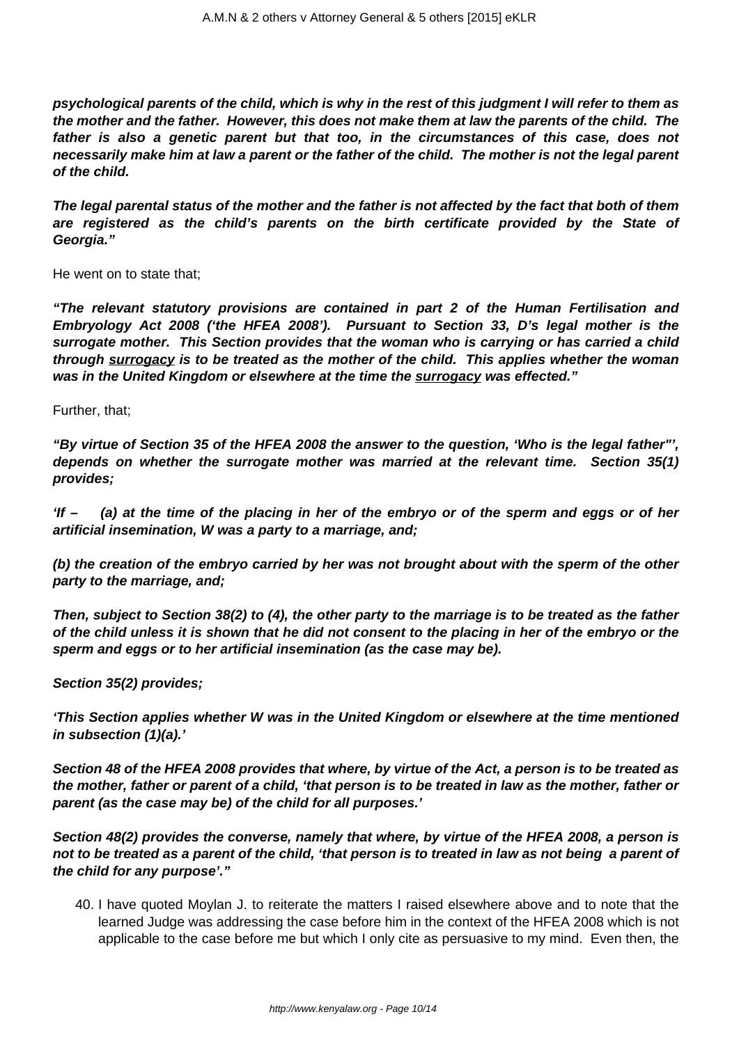**psychological parents of the child, which is why in the rest of this judgment I will refer to them as the mother and the father. However, this does not make them at law the parents of the child. The father is also a genetic parent but that too, in the circumstances of this case, does not necessarily make him at law a parent or the father of the child. The mother is not the legal parent of the child.**

**The legal parental status of the mother and the father is not affected by the fact that both of them are registered as the child's parents on the birth certificate provided by the State of Georgia."**

He went on to state that;

**"The relevant statutory provisions are contained in part 2 of the Human Fertilisation and Embryology Act 2008 ('the HFEA 2008'). Pursuant to Section 33, D's legal mother is the surrogate mother. This Section provides that the woman who is carrying or has carried a child through <u>surrogacy</u> is to be treated as the mother of the child. This applies whether the woman was in the United Kingdom or elsewhere at the time the <u>surrogacy</u> was effected."**

Further, that;

**"By virtue of Section 35 of the HFEA 2008 the answer to the question, 'Who is the legal father"', depends on whether the surrogate mother was married at the relevant time. Section 35(1) provides;**

**'If – (a) at the time of the placing in her of the embryo or of the sperm and eggs or of her artificial insemination, W was a party to a marriage, and;**

**(b) the creation of the embryo carried by her was not brought about with the sperm of the other party to the marriage, and;**

**Then, subject to Section 38(2) to (4), the other party to the marriage is to be treated as the father of the child unless it is shown that he did not consent to the placing in her of the embryo or the sperm and eggs or to her artificial insemination (as the case may be).**

**Section 35(2) provides;**

**'This Section applies whether W was in the United Kingdom or elsewhere at the time mentioned in subsection (1)(a).'**

**Section 48 of the HFEA 2008 provides that where, by virtue of the Act, a person is to be treated as the mother, father or parent of a child, 'that person is to be treated in law as the mother, father or parent (as the case may be) of the child for all purposes.'**

**Section 48(2) provides the converse, namely that where, by virtue of the HFEA 2008, a person is not to be treated as a parent of the child, 'that person is to treated in law as not being a parent of the child for any purpose'."**

40. I have quoted Moylan J. to reiterate the matters I raised elsewhere above and to note that the learned Judge was addressing the case before him in the context of the HFEA 2008 which is not applicable to the case before me but which I only cite as persuasive to my mind. Even then, the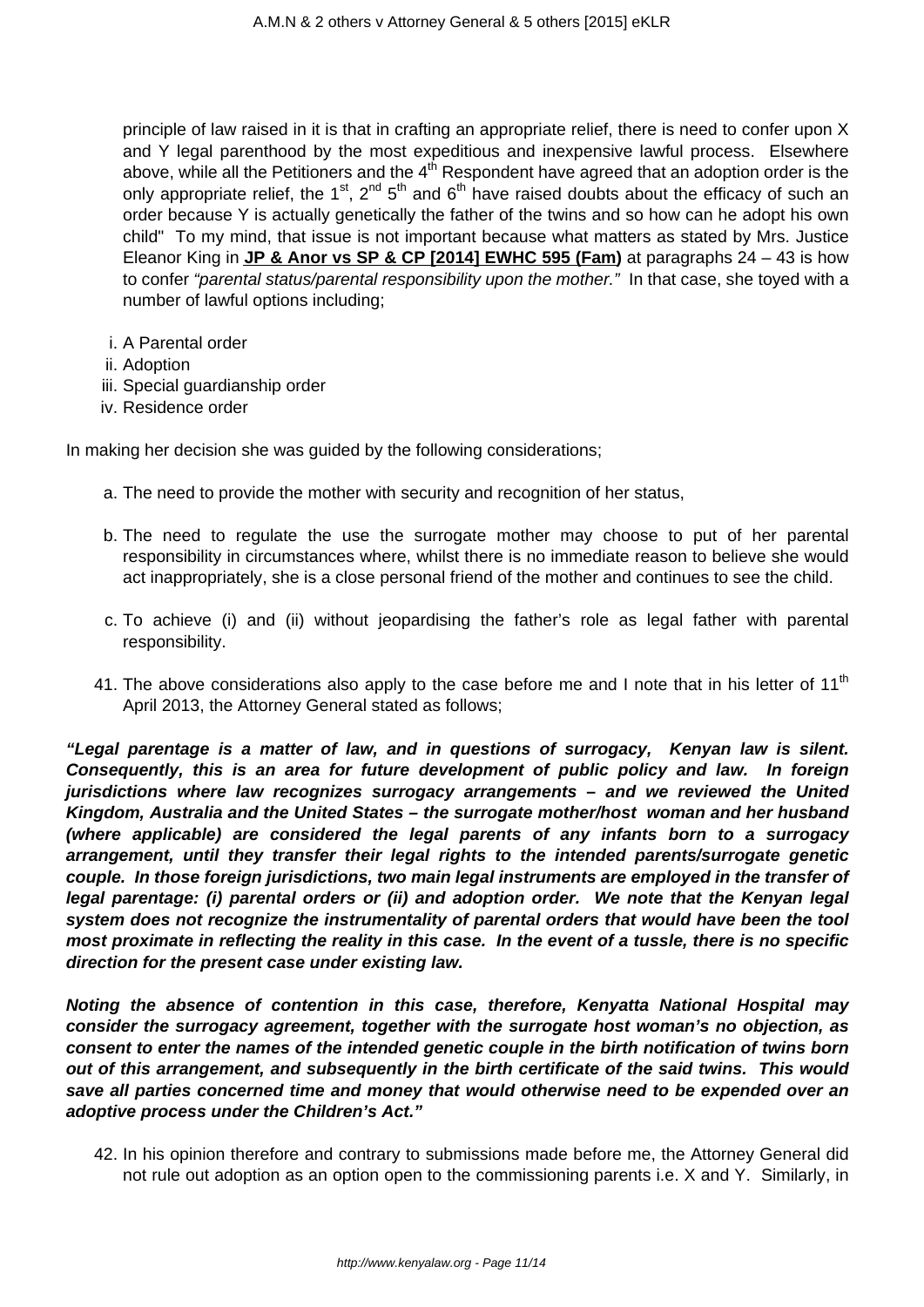principle of law raised in it is that in crafting an appropriate relief, there is need to confer upon X and Y legal parenthood by the most expeditious and inexpensive lawful process. Elsewhere above, while all the Petitioners and the 4th Respondent have agreed that an adoption order is the only appropriate relief, the 1st, 2nd 5th and 6th have raised doubts about the efficacy of such an order because Y is actually genetically the father of the twins and so how can he adopt his own child" To my mind, that issue is not important because what matters as stated by Mrs. Justice Eleanor King in **JP & Anor vs SP & CP [2014] EWHC 595 (Fam)** at paragraphs 24 – 43 is how to confer *"parental status/parental responsibility upon the mother."* In that case, she toyed with a number of lawful options including;

i. A Parental order
ii. Adoption
iii. Special guardianship order
iv. Residence order

In making her decision she was guided by the following considerations;

a. The need to provide the mother with security and recognition of her status,

b. The need to regulate the use the surrogate mother may choose to put of her parental responsibility in circumstances where, whilst there is no immediate reason to believe she would act inappropriately, she is a close personal friend of the mother and continues to see the child.

c. To achieve (i) and (ii) without jeopardising the father's role as legal father with parental responsibility.

41. The above considerations also apply to the case before me and I note that in his letter of 11th April 2013, the Attorney General stated as follows;

***"Legal parentage is a matter of law, and in questions of surrogacy, Kenyan law is silent. Consequently, this is an area for future development of public policy and law. In foreign jurisdictions where law recognizes surrogacy arrangements – and we reviewed the United Kingdom, Australia and the United States – the surrogate mother/host woman and her husband (where applicable) are considered the legal parents of any infants born to a surrogacy arrangement, until they transfer their legal rights to the intended parents/surrogate genetic couple. In those foreign jurisdictions, two main legal instruments are employed in the transfer of legal parentage: (i) parental orders or (ii) and adoption order. We note that the Kenyan legal system does not recognize the instrumentality of parental orders that would have been the tool most proximate in reflecting the reality in this case. In the event of a tussle, there is no specific direction for the present case under existing law.***

***Noting the absence of contention in this case, therefore, Kenyatta National Hospital may consider the surrogacy agreement, together with the surrogate host woman's no objection, as consent to enter the names of the intended genetic couple in the birth notification of twins born out of this arrangement, and subsequently in the birth certificate of the said twins. This would save all parties concerned time and money that would otherwise need to be expended over an adoptive process under the Children's Act."***

42. In his opinion therefore and contrary to submissions made before me, the Attorney General did not rule out adoption as an option open to the commissioning parents i.e. X and Y. Similarly, in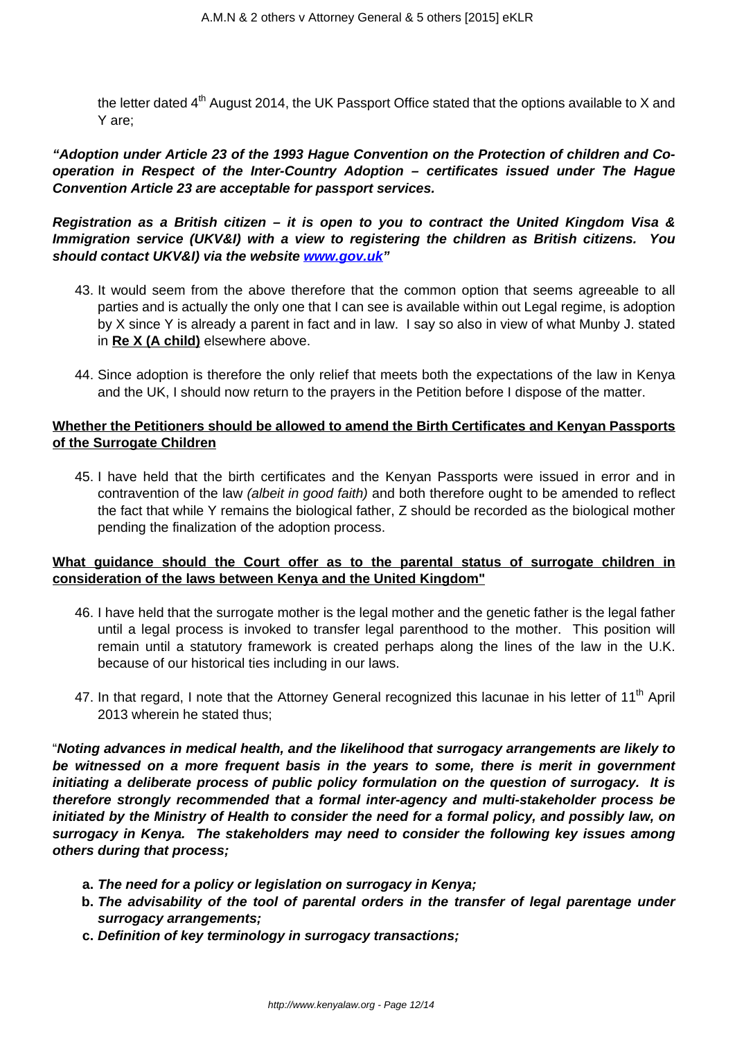the letter dated 4th August 2014, the UK Passport Office stated that the options available to X and Y are;

***"Adoption under Article 23 of the 1993 Hague Convention on the Protection of children and Co-operation in Respect of the Inter-Country Adoption – certificates issued under The Hague Convention Article 23 are acceptable for passport services.***

***Registration as a British citizen – it is open to you to contract the United Kingdom Visa & Immigration service (UKV&I) with a view to registering the children as British citizens. You should contact UKV&I) via the website [www.gov.uk](http://www.gov.uk)"***

43. It would seem from the above therefore that the common option that seems agreeable to all parties and is actually the only one that I can see is available within out Legal regime, is adoption by X since Y is already a parent in fact and in law. I say so also in view of what Munby J. stated in **Re X (A child)** elsewhere above.

44. Since adoption is therefore the only relief that meets both the expectations of the law in Kenya and the UK, I should now return to the prayers in the Petition before I dispose of the matter.

**Whether the Petitioners should be allowed to amend the Birth Certificates and Kenyan Passports of the Surrogate Children**

45. I have held that the birth certificates and the Kenyan Passports were issued in error and in contravention of the law *(albeit in good faith)* and both therefore ought to be amended to reflect the fact that while Y remains the biological father, Z should be recorded as the biological mother pending the finalization of the adoption process.

**What guidance should the Court offer as to the parental status of surrogate children in consideration of the laws between Kenya and the United Kingdom"**

46. I have held that the surrogate mother is the legal mother and the genetic father is the legal father until a legal process is invoked to transfer legal parenthood to the mother. This position will remain until a statutory framework is created perhaps along the lines of the law in the U.K. because of our historical ties including in our laws.

47. In that regard, I note that the Attorney General recognized this lacunae in his letter of 11th April 2013 wherein he stated thus;

"***Noting advances in medical health, and the likelihood that surrogacy arrangements are likely to be witnessed on a more frequent basis in the years to some, there is merit in government initiating a deliberate process of public policy formulation on the question of surrogacy. It is therefore strongly recommended that a formal inter-agency and multi-stakeholder process be initiated by the Ministry of Health to consider the need for a formal policy, and possibly law, on surrogacy in Kenya. The stakeholders may need to consider the following key issues among others during that process;***

a. ***The need for a policy or legislation on surrogacy in Kenya;***
b. ***The advisability of the tool of parental orders in the transfer of legal parentage under surrogacy arrangements;***
c. ***Definition of key terminology in surrogacy transactions;***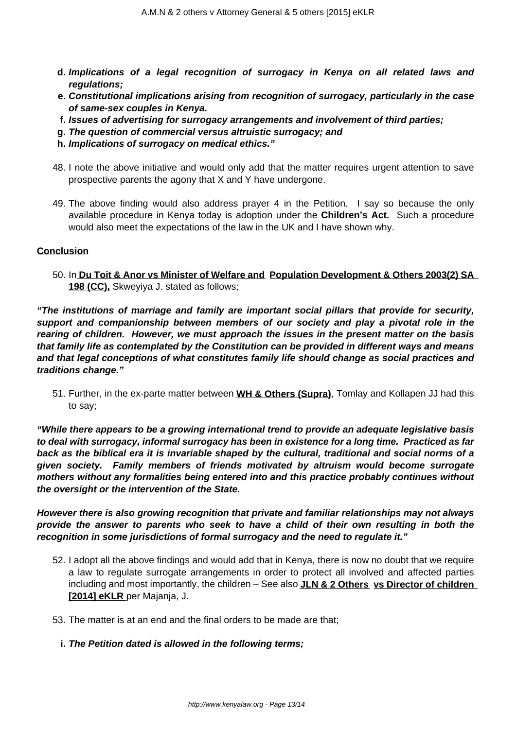d. ***Implications of a legal recognition of surrogacy in Kenya on all related laws and regulations;***
e. ***Constitutional implications arising from recognition of surrogacy, particularly in the case of same-sex couples in Kenya.***
f. ***Issues of advertising for surrogacy arrangements and involvement of third parties;***
g. ***The question of commercial versus altruistic surrogacy; and***
h. ***Implications of surrogacy on medical ethics."***

48. I note the above initiative and would only add that the matter requires urgent attention to save prospective parents the agony that X and Y have undergone.

49. The above finding would also address prayer 4 in the Petition. I say so because the only available procedure in Kenya today is adoption under the **Children's Act.** Such a procedure would also meet the expectations of the law in the UK and I have shown why.

**Conclusion**

50. In **Du Toit & Anor vs Minister of Welfare and Population Development & Others 2003(2) SA 198 (CC),** Skweyiya J. stated as follows;

***"The institutions of marriage and family are important social pillars that provide for security, support and companionship between members of our society and play a pivotal role in the rearing of children. However, we must approach the issues in the present matter on the basis that family life as contemplated by the Constitution can be provided in different ways and means and that legal conceptions of what constitutes family life should change as social practices and traditions change."***

51. Further, in the ex-parte matter between **WH & Others (Supra)**, Tomlay and Kollapen JJ had this to say;

***"While there appears to be a growing international trend to provide an adequate legislative basis to deal with surrogacy, informal surrogacy has been in existence for a long time. Practiced as far back as the biblical era it is invariable shaped by the cultural, traditional and social norms of a given society. Family members of friends motivated by altruism would become surrogate mothers without any formalities being entered into and this practice probably continues without the oversight or the intervention of the State.***

***However there is also growing recognition that private and familiar relationships may not always provide the answer to parents who seek to have a child of their own resulting in both the recognition in some jurisdictions of formal surrogacy and the need to regulate it."***

52. I adopt all the above findings and would add that in Kenya, there is now no doubt that we require a law to regulate surrogate arrangements in order to protect all involved and affected parties including and most importantly, the children – See also **JLN & 2 Others vs Director of children [2014] eKLR** per Majanja, J.

53. The matter is at an end and the final orders to be made are that;

i. ***The Petition dated is allowed in the following terms;***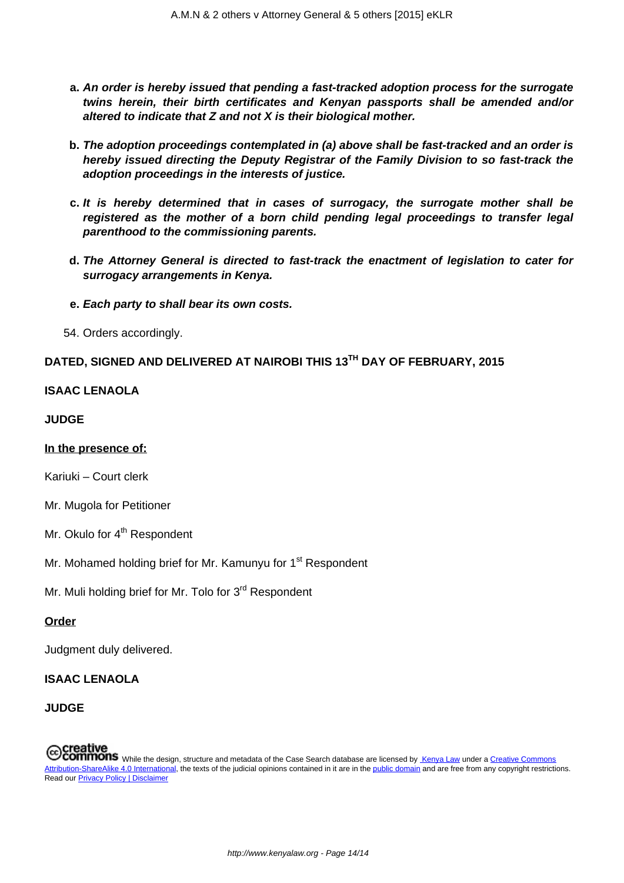a. ***An order is hereby issued that pending a fast-tracked adoption process for the surrogate twins herein, their birth certificates and Kenyan passports shall be amended and/or altered to indicate that Z and not X is their biological mother.***

b. ***The adoption proceedings contemplated in (a) above shall be fast-tracked and an order is hereby issued directing the Deputy Registrar of the Family Division to so fast-track the adoption proceedings in the interests of justice.***

c. ***It is hereby determined that in cases of surrogacy, the surrogate mother shall be registered as the mother of a born child pending legal proceedings to transfer legal parenthood to the commissioning parents.***

d. ***The Attorney General is directed to fast-track the enactment of legislation to cater for surrogacy arrangements in Kenya.***

e. ***Each party to shall bear its own costs.***

54. Orders accordingly.

**DATED, SIGNED AND DELIVERED AT NAIROBI THIS 13TH DAY OF FEBRUARY, 2015**

**ISAAC LENAOLA**

**JUDGE**

**In the presence of:**

Kariuki – Court clerk

Mr. Mugola for Petitioner

Mr. Okulo for 4th Respondent

Mr. Mohamed holding brief for Mr. Kamunyu for 1st Respondent

Mr. Muli holding brief for Mr. Tolo for 3rd Respondent

**Order**

Judgment duly delivered.

**ISAAC LENAOLA**

**JUDGE**

While the design, structure and metadata of the Case Search database are licensed by Kenya Law under a Creative Commons Attribution-ShareAlike 4.0 International, the texts of the judicial opinions contained in it are in the public domain and are free from any copyright restrictions. Read our Privacy Policy | Disclaimer